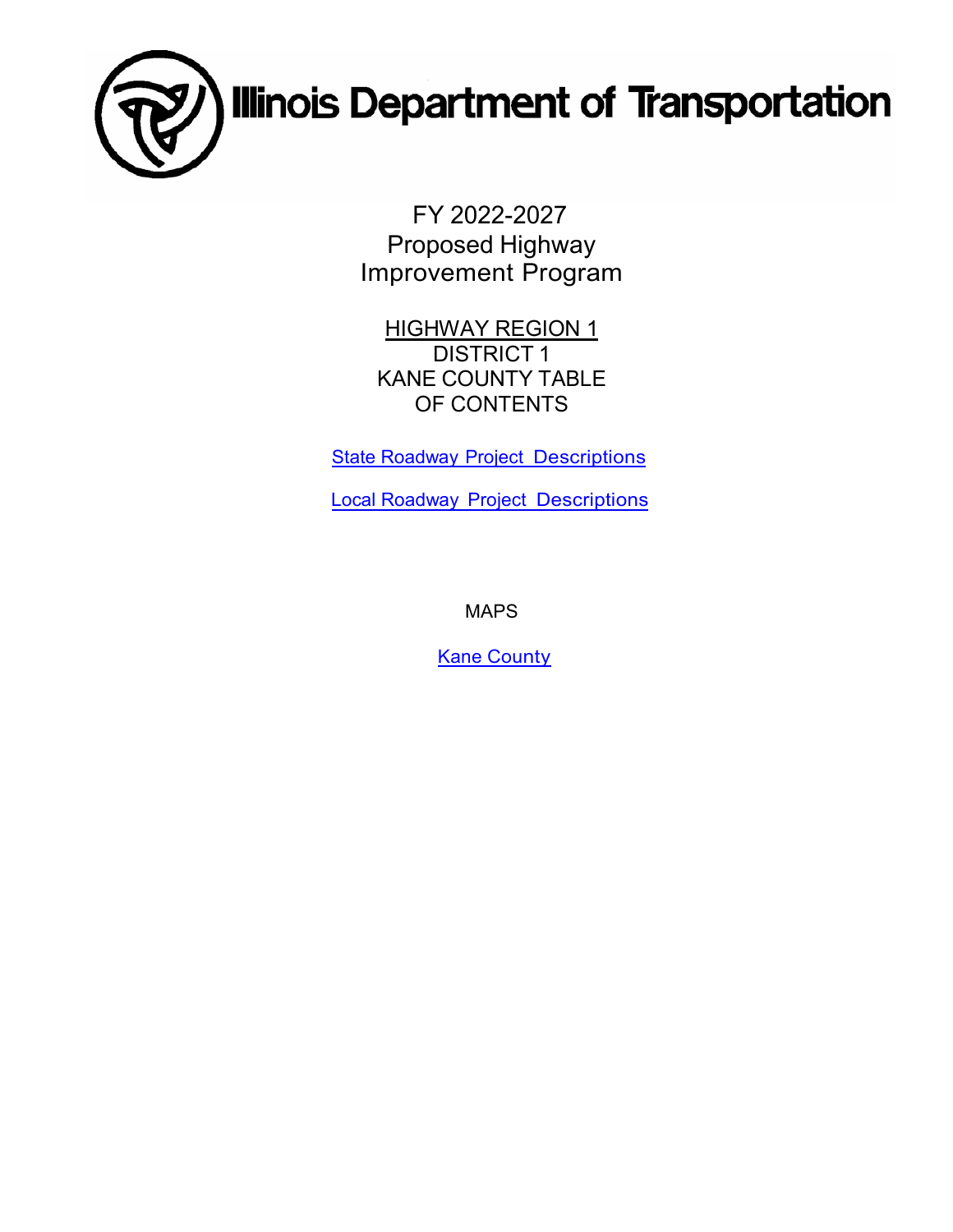# Illinois Department of Transportation

FY 2022-2027
Proposed Highway
Improvement Program

HIGHWAY REGION 1
DISTRICT 1
KANE COUNTY TABLE
OF CONTENTS

State Roadway Project Descriptions

Local Roadway Project Descriptions

MAPS

Kane County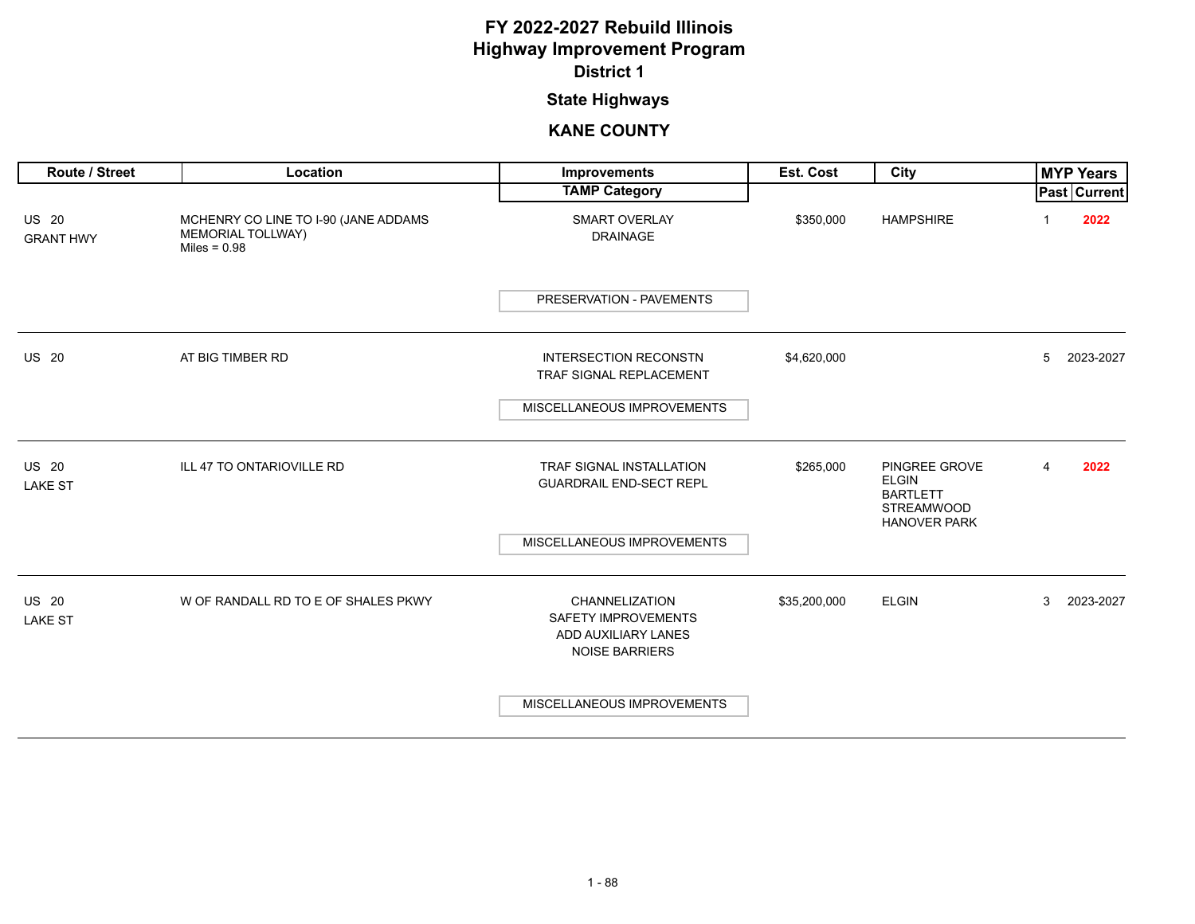# FY 2022-2027 Rebuild Illinois
# Highway Improvement Program
## District 1
### State Highways
### KANE COUNTY

| Route / Street | Location | Improvements / TAMP Category | Est. Cost | City | MYP Years Past | MYP Years Current |
|---|---|---|---|---|---|---|
| US 20 GRANT HWY | MCHENRY CO LINE TO I-90 (JANE ADDAMS MEMORIAL TOLLWAY) Miles = 0.98 | SMART OVERLAY<br>DRAINAGE<br>PRESERVATION - PAVEMENTS | $350,000 | HAMPSHIRE | 1 | **2022** |
| US 20 | AT BIG TIMBER RD | INTERSECTION RECONSTN<br>TRAF SIGNAL REPLACEMENT<br>MISCELLANEOUS IMPROVEMENTS | $4,620,000 | | 5 | 2023-2027 |
| US 20 LAKE ST | ILL 47 TO ONTARIOVILLE RD | TRAF SIGNAL INSTALLATION<br>GUARDRAIL END-SECT REPL<br>MISCELLANEOUS IMPROVEMENTS | $265,000 | PINGREE GROVE<br>ELGIN<br>BARTLETT<br>STREAMWOOD<br>HANOVER PARK | 4 | **2022** |
| US 20 LAKE ST | W OF RANDALL RD TO E OF SHALES PKWY | CHANNELIZATION<br>SAFETY IMPROVEMENTS<br>ADD AUXILIARY LANES<br>NOISE BARRIERS<br>MISCELLANEOUS IMPROVEMENTS | $35,200,000 | ELGIN | 3 | 2023-2027 |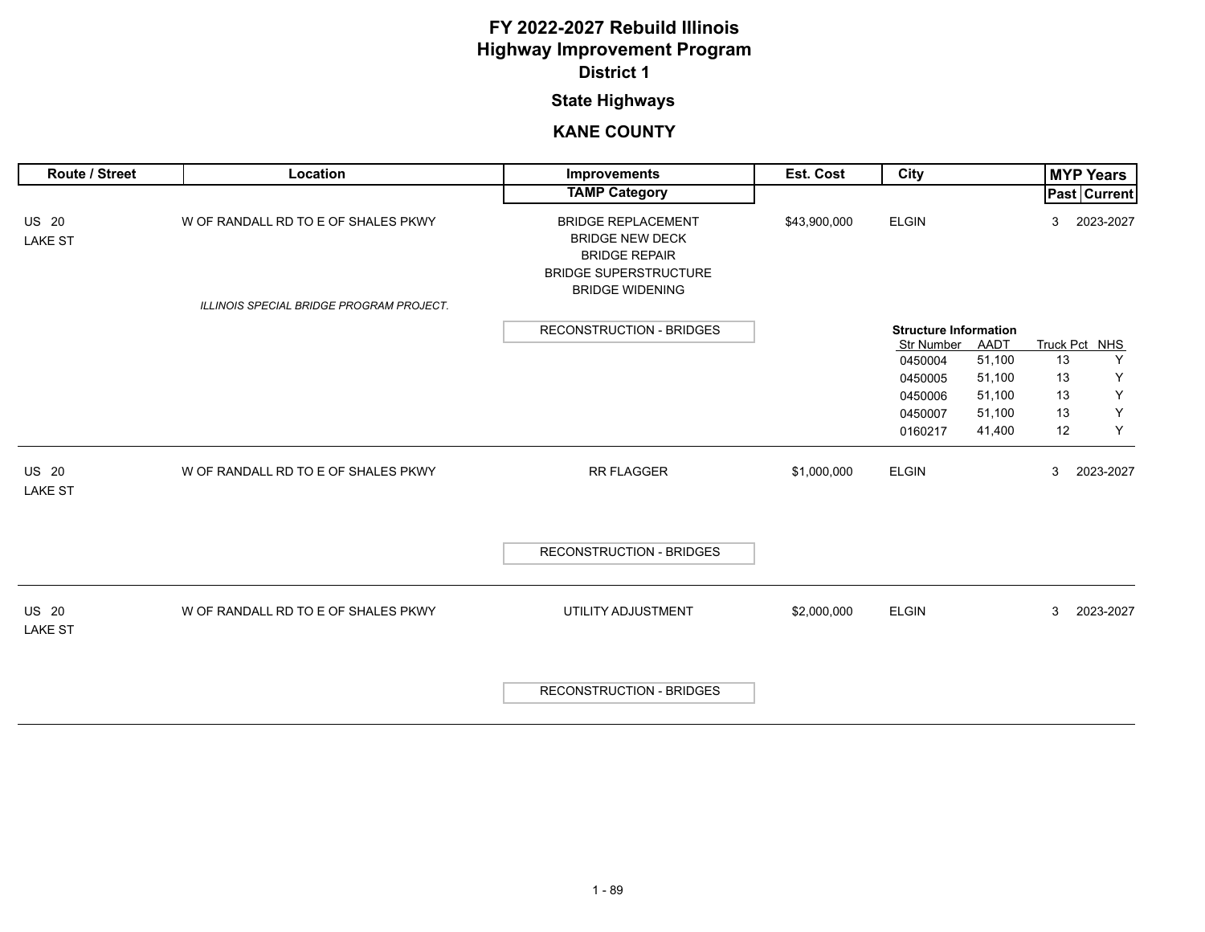# FY 2022-2027 Rebuild Illinois
# Highway Improvement Program
## District 1

## State Highways

## KANE COUNTY

| Route / Street | Location | Improvements / TAMP Category | Est. Cost | City | MYP Years Past | MYP Years Current |
|---|---|---|---|---|---|---|
| US 20 LAKE ST | W OF RANDALL RD TO E OF SHALES PKWY *ILLINOIS SPECIAL BRIDGE PROGRAM PROJECT.* | BRIDGE REPLACEMENT BRIDGE NEW DECK BRIDGE REPAIR BRIDGE SUPERSTRUCTURE BRIDGE WIDENING RECONSTRUCTION - BRIDGES | $43,900,000 | ELGIN | 3 | 2023-2027 |
| US 20 LAKE ST | W OF RANDALL RD TO E OF SHALES PKWY | RR FLAGGER RECONSTRUCTION - BRIDGES | $1,000,000 | ELGIN | 3 | 2023-2027 |
| US 20 LAKE ST | W OF RANDALL RD TO E OF SHALES PKWY | UTILITY ADJUSTMENT RECONSTRUCTION - BRIDGES | $2,000,000 | ELGIN | 3 | 2023-2027 |

**Structure Information** (US 20 LAKE ST, W OF RANDALL RD TO E OF SHALES PKWY — Bridge Replacement)

| Str Number | AADT | Truck Pct | NHS |
|---|---|---|---|
| 0450004 | 51,100 | 13 | Y |
| 0450005 | 51,100 | 13 | Y |
| 0450006 | 51,100 | 13 | Y |
| 0450007 | 51,100 | 13 | Y |
| 0160217 | 41,400 | 12 | Y |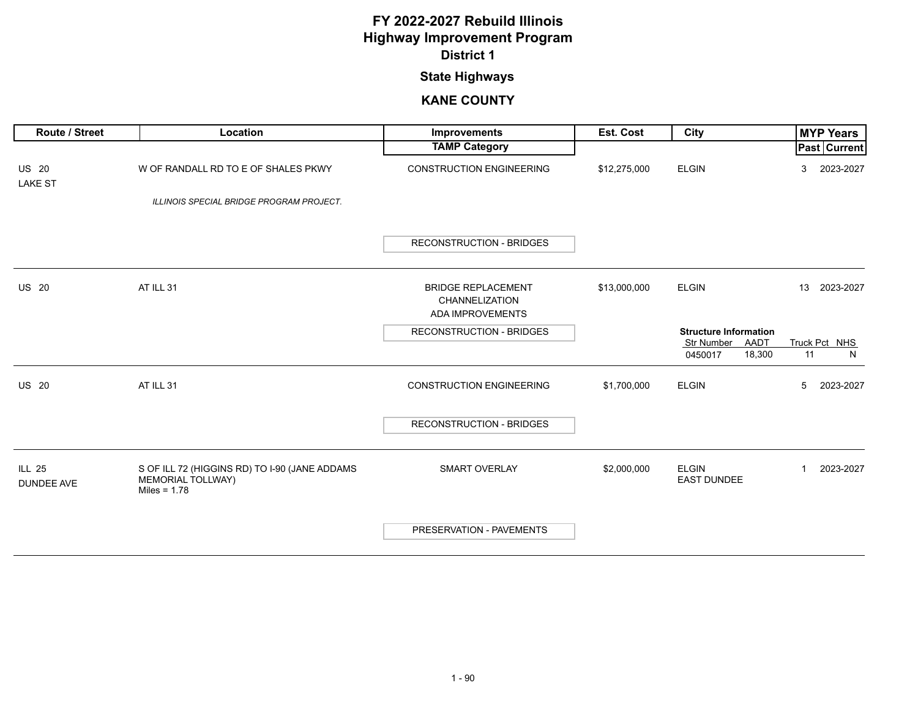# FY 2022-2027 Rebuild Illinois Highway Improvement Program

## District 1

### State Highways

### KANE COUNTY

| Route / Street | Location | Improvements / TAMP Category | Est. Cost | City | MYP Years Past | MYP Years Current |
|---|---|---|---|---|---|---|
| US 20 LAKE ST | W OF RANDALL RD TO E OF SHALES PKWY *ILLINOIS SPECIAL BRIDGE PROGRAM PROJECT.* | CONSTRUCTION ENGINEERING / RECONSTRUCTION - BRIDGES | $12,275,000 | ELGIN | 3 | 2023-2027 |
| US 20 | AT ILL 31 | BRIDGE REPLACEMENT, CHANNELIZATION, ADA IMPROVEMENTS / RECONSTRUCTION - BRIDGES | $13,000,000 | ELGIN | 13 | 2023-2027 |
| US 20 | AT ILL 31 | CONSTRUCTION ENGINEERING / RECONSTRUCTION - BRIDGES | $1,700,000 | ELGIN | 5 | 2023-2027 |
| ILL 25 DUNDEE AVE | S OF ILL 72 (HIGGINS RD) TO I-90 (JANE ADDAMS MEMORIAL TOLLWAY) Miles = 1.78 | SMART OVERLAY / PRESERVATION - PAVEMENTS | $2,000,000 | ELGIN, EAST DUNDEE | 1 | 2023-2027 |

**Structure Information** (US 20 at ILL 31, Bridge Replacement)

| Str Number | AADT | Truck Pct | NHS |
|---|---|---|---|
| 0450017 | 18,300 | 11 | N |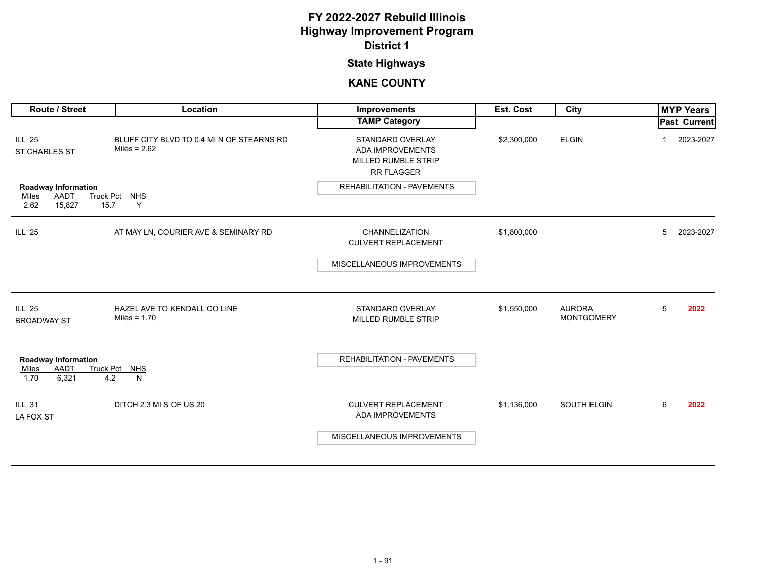# FY 2022-2027 Rebuild Illinois
# Highway Improvement Program
## District 1
## State Highways
## KANE COUNTY

| Route / Street | Location | Improvements / TAMP Category | Est. Cost | City | MYP Years Past | MYP Years Current |
|---|---|---|---|---|---|---|
| ILL 25<br>ST CHARLES ST | BLUFF CITY BLVD TO 0.4 MI N OF STEARNS RD<br>Miles = 2.62 | STANDARD OVERLAY<br>ADA IMPROVEMENTS<br>MILLED RUMBLE STRIP<br>RR FLAGGER<br>**TAMP:** REHABILITATION - PAVEMENTS | $2,300,000 | ELGIN | 1 | 2023-2027 |
| Roadway Information: Miles 2.62, AADT 15,827, Truck Pct 15.7, NHS Y | | | | | | |
| ILL 25 | AT MAY LN, COURIER AVE & SEMINARY RD | CHANNELIZATION<br>CULVERT REPLACEMENT<br>**TAMP:** MISCELLANEOUS IMPROVEMENTS | $1,800,000 | | 5 | 2023-2027 |
| ILL 25<br>BROADWAY ST | HAZEL AVE TO KENDALL CO LINE<br>Miles = 1.70 | STANDARD OVERLAY<br>MILLED RUMBLE STRIP<br>**TAMP:** REHABILITATION - PAVEMENTS | $1,550,000 | AURORA<br>MONTGOMERY | 5 | 2022 |
| Roadway Information: Miles 1.70, AADT 6,321, Truck Pct 4.2, NHS N | | | | | | |
| ILL 31<br>LA FOX ST | DITCH 2.3 MI S OF US 20 | CULVERT REPLACEMENT<br>ADA IMPROVEMENTS<br>**TAMP:** MISCELLANEOUS IMPROVEMENTS | $1,136,000 | SOUTH ELGIN | 6 | 2022 |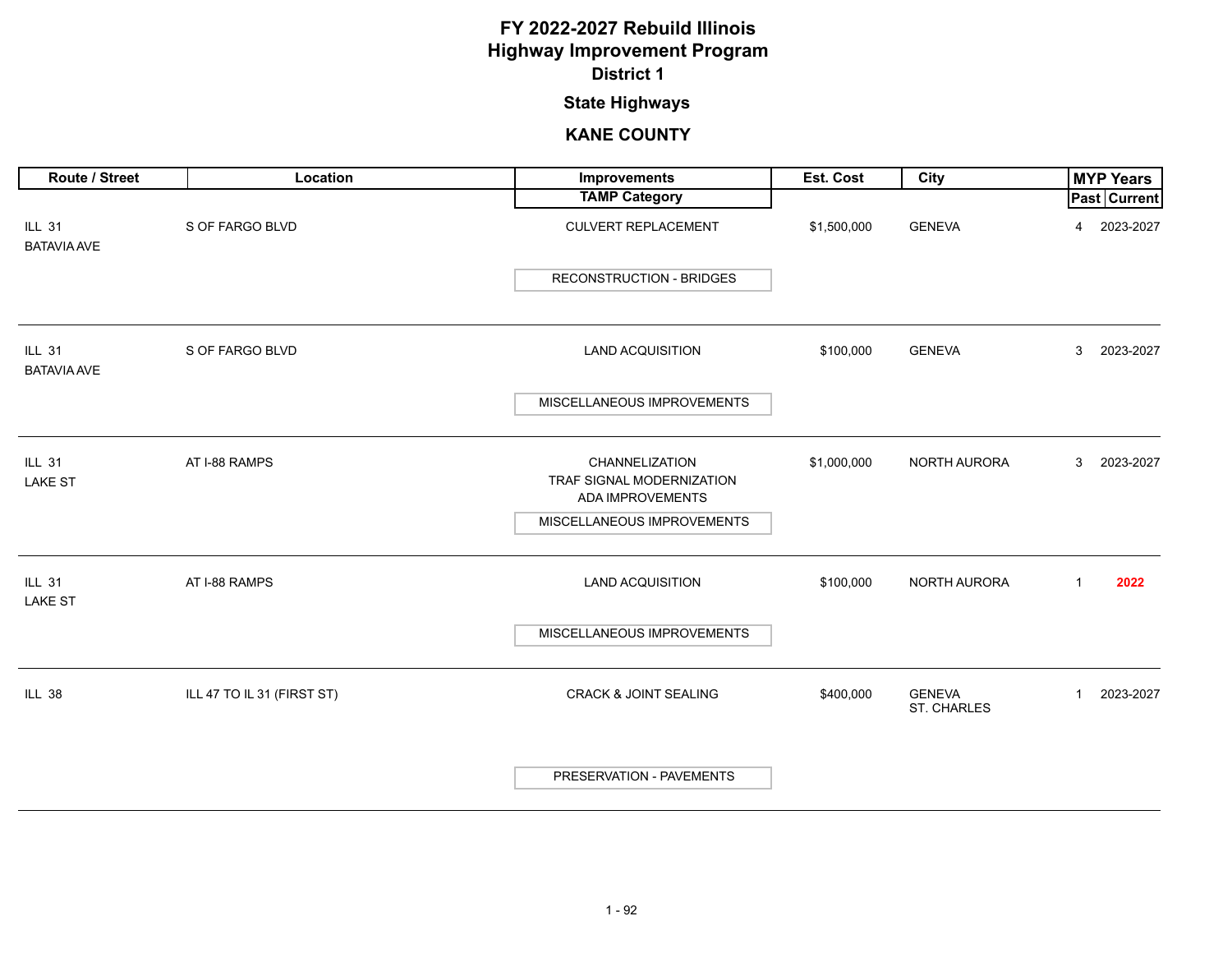# FY 2022-2027 Rebuild Illinois
# Highway Improvement Program
## District 1

### State Highways

### KANE COUNTY

| Route / Street | Location | Improvements / TAMP Category | Est. Cost | City | MYP Years Past | MYP Years Current |
|---|---|---|---|---|---|---|
| ILL 31 BATAVIA AVE | S OF FARGO BLVD | CULVERT REPLACEMENT / RECONSTRUCTION - BRIDGES | $1,500,000 | GENEVA | 4 | 2023-2027 |
| ILL 31 BATAVIA AVE | S OF FARGO BLVD | LAND ACQUISITION / MISCELLANEOUS IMPROVEMENTS | $100,000 | GENEVA | 3 | 2023-2027 |
| ILL 31 LAKE ST | AT I-88 RAMPS | CHANNELIZATION, TRAF SIGNAL MODERNIZATION, ADA IMPROVEMENTS / MISCELLANEOUS IMPROVEMENTS | $1,000,000 | NORTH AURORA | 3 | 2023-2027 |
| ILL 31 LAKE ST | AT I-88 RAMPS | LAND ACQUISITION / MISCELLANEOUS IMPROVEMENTS | $100,000 | NORTH AURORA | 1 | 2022 |
| ILL 38 | ILL 47 TO IL 31 (FIRST ST) | CRACK & JOINT SEALING / PRESERVATION - PAVEMENTS | $400,000 | GENEVA, ST. CHARLES | 1 | 2023-2027 |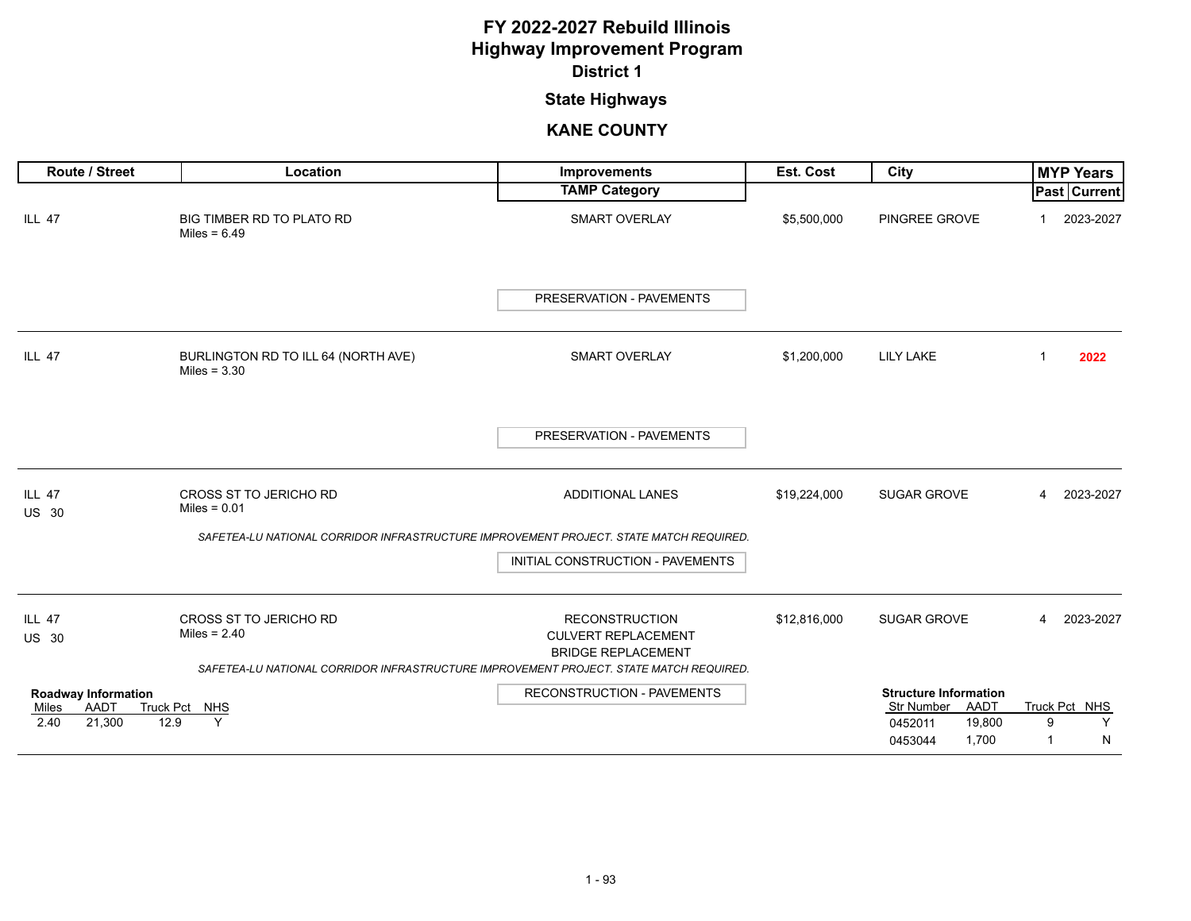# FY 2022-2027 Rebuild Illinois
# Highway Improvement Program
## District 1
## State Highways
## KANE COUNTY

| Route / Street | Location | Improvements / TAMP Category | Est. Cost | City | MYP Years Past | MYP Years Current |
|---|---|---|---|---|---|---|
| ILL 47 | BIG TIMBER RD TO PLATO RD<br>Miles = 6.49 | SMART OVERLAY<br>PRESERVATION - PAVEMENTS | $5,500,000 | PINGREE GROVE | 1 | 2023-2027 |
| ILL 47 | BURLINGTON RD TO ILL 64 (NORTH AVE)<br>Miles = 3.30 | SMART OVERLAY<br>PRESERVATION - PAVEMENTS | $1,200,000 | LILY LAKE | 1 | **2022** |
| ILL 47<br>US 30 | CROSS ST TO JERICHO RD<br>Miles = 0.01 | ADDITIONAL LANES<br>INITIAL CONSTRUCTION - PAVEMENTS | $19,224,000 | SUGAR GROVE | 4 | 2023-2027 |
| ILL 47<br>US 30 | CROSS ST TO JERICHO RD<br>Miles = 2.40 | RECONSTRUCTION<br>CULVERT REPLACEMENT<br>BRIDGE REPLACEMENT<br>RECONSTRUCTION - PAVEMENTS | $12,816,000 | SUGAR GROVE | 4 | 2023-2027 |

*SAFETEA-LU NATIONAL CORRIDOR INFRASTRUCTURE IMPROVEMENT PROJECT. STATE MATCH REQUIRED.* (ILL 47 / US 30, Cross St to Jericho Rd, Miles = 0.01)

*SAFETEA-LU NATIONAL CORRIDOR INFRASTRUCTURE IMPROVEMENT PROJECT. STATE MATCH REQUIRED.* (ILL 47 / US 30, Cross St to Jericho Rd, Miles = 2.40)

**Roadway Information** (ILL 47 / US 30, Cross St to Jericho Rd, Miles = 2.40)

| Miles | AADT | Truck Pct | NHS |
|---|---|---|---|
| 2.40 | 21,300 | 12.9 | Y |

**Structure Information** (ILL 47 / US 30, Cross St to Jericho Rd, Miles = 2.40)

| Str Number | AADT | Truck Pct | NHS |
|---|---|---|---|
| 0452011 | 19,800 | 9 | Y |
| 0453044 | 1,700 | 1 | N |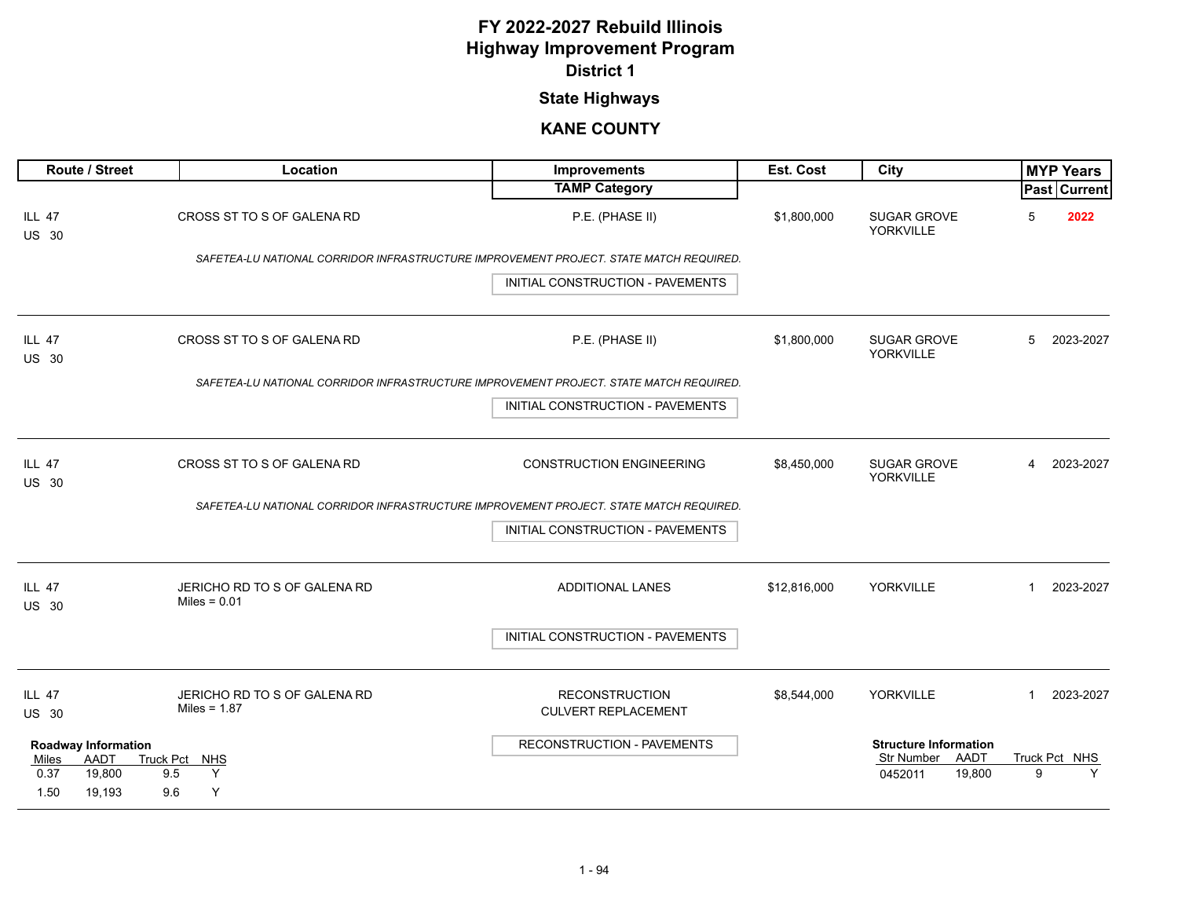# FY 2022-2027 Rebuild Illinois
# Highway Improvement Program
## District 1
### State Highways
### KANE COUNTY

| Route / Street | Location | Improvements / TAMP Category | Est. Cost | City | MYP Years Past | MYP Years Current |
|---|---|---|---|---|---|---|
| ILL 47<br>US 30 | CROSS ST TO S OF GALENA RD | P.E. (PHASE II)<br>*SAFETEA-LU NATIONAL CORRIDOR INFRASTRUCTURE IMPROVEMENT PROJECT. STATE MATCH REQUIRED.*<br>INITIAL CONSTRUCTION - PAVEMENTS | $1,800,000 | SUGAR GROVE<br>YORKVILLE | 5 | **2022** |
| ILL 47<br>US 30 | CROSS ST TO S OF GALENA RD | P.E. (PHASE II)<br>*SAFETEA-LU NATIONAL CORRIDOR INFRASTRUCTURE IMPROVEMENT PROJECT. STATE MATCH REQUIRED.*<br>INITIAL CONSTRUCTION - PAVEMENTS | $1,800,000 | SUGAR GROVE<br>YORKVILLE | 5 | 2023-2027 |
| ILL 47<br>US 30 | CROSS ST TO S OF GALENA RD | CONSTRUCTION ENGINEERING<br>*SAFETEA-LU NATIONAL CORRIDOR INFRASTRUCTURE IMPROVEMENT PROJECT. STATE MATCH REQUIRED.*<br>INITIAL CONSTRUCTION - PAVEMENTS | $8,450,000 | SUGAR GROVE<br>YORKVILLE | 4 | 2023-2027 |
| ILL 47<br>US 30 | JERICHO RD TO S OF GALENA RD<br>Miles = 0.01 | ADDITIONAL LANES<br>INITIAL CONSTRUCTION - PAVEMENTS | $12,816,000 | YORKVILLE | 1 | 2023-2027 |
| ILL 47<br>US 30 | JERICHO RD TO S OF GALENA RD<br>Miles = 1.87 | RECONSTRUCTION<br>CULVERT REPLACEMENT<br>RECONSTRUCTION - PAVEMENTS | $8,544,000 | YORKVILLE | 1 | 2023-2027 |

**Roadway Information**

| Miles | AADT | Truck Pct | NHS |
|---|---|---|---|
| 0.37 | 19,800 | 9.5 | Y |
| 1.50 | 19,193 | 9.6 | Y |

**Structure Information**

| Str Number | AADT | Truck Pct | NHS |
|---|---|---|---|
| 0452011 | 19,800 | 9 | Y |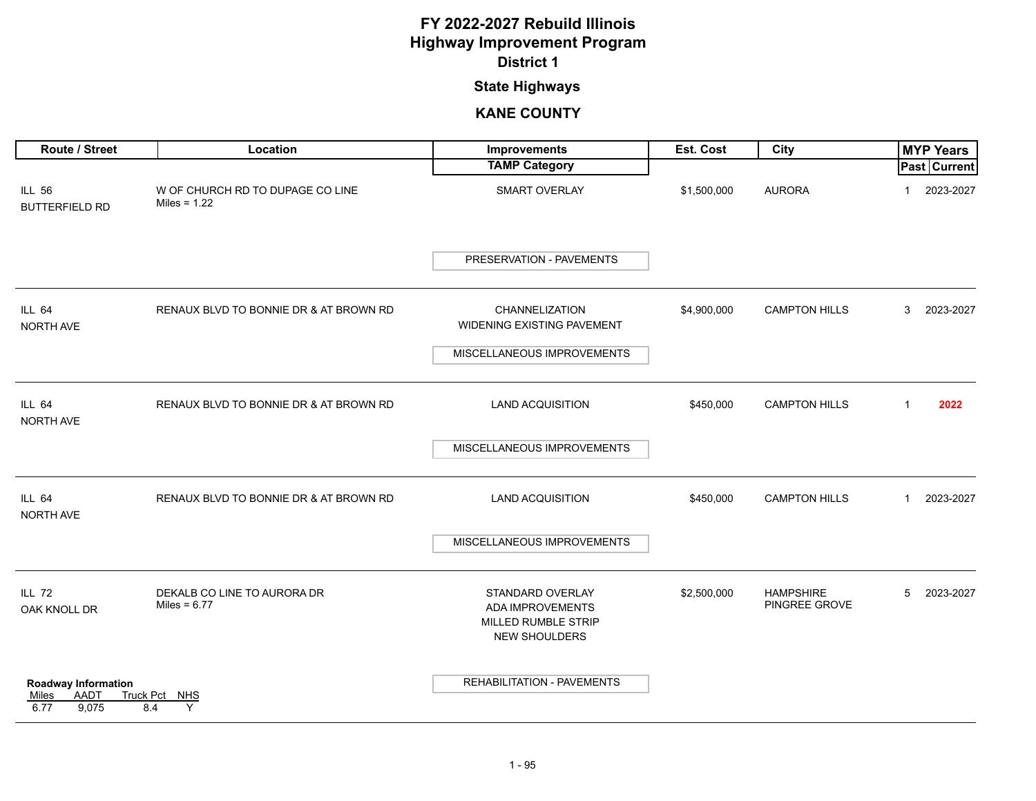# FY 2022-2027 Rebuild Illinois
# Highway Improvement Program
## District 1

### State Highways

### KANE COUNTY

| Route / Street | Location | Improvements / TAMP Category | Est. Cost | City | MYP Years Past | MYP Years Current |
|---|---|---|---|---|---|---|
| ILL 56<br>BUTTERFIELD RD | W OF CHURCH RD TO DUPAGE CO LINE<br>Miles = 1.22 | SMART OVERLAY<br><br>PRESERVATION - PAVEMENTS | $1,500,000 | AURORA | 1 | 2023-2027 |
| ILL 64<br>NORTH AVE | RENAUX BLVD TO BONNIE DR & AT BROWN RD | CHANNELIZATION<br>WIDENING EXISTING PAVEMENT<br><br>MISCELLANEOUS IMPROVEMENTS | $4,900,000 | CAMPTON HILLS | 3 | 2023-2027 |
| ILL 64<br>NORTH AVE | RENAUX BLVD TO BONNIE DR & AT BROWN RD | LAND ACQUISITION<br><br>MISCELLANEOUS IMPROVEMENTS | $450,000 | CAMPTON HILLS | 1 | **2022** |
| ILL 64<br>NORTH AVE | RENAUX BLVD TO BONNIE DR & AT BROWN RD | LAND ACQUISITION<br><br>MISCELLANEOUS IMPROVEMENTS | $450,000 | CAMPTON HILLS | 1 | 2023-2027 |
| ILL 72<br>OAK KNOLL DR | DEKALB CO LINE TO AURORA DR<br>Miles = 6.77 | STANDARD OVERLAY<br>ADA IMPROVEMENTS<br>MILLED RUMBLE STRIP<br>NEW SHOULDERS<br><br>REHABILITATION - PAVEMENTS | $2,500,000 | HAMPSHIRE<br>PINGREE GROVE | 5 | 2023-2027 |

**Roadway Information** (ILL 72)

| Miles | AADT | Truck Pct | NHS |
|---|---|---|---|
| 6.77 | 9,075 | 8.4 | Y |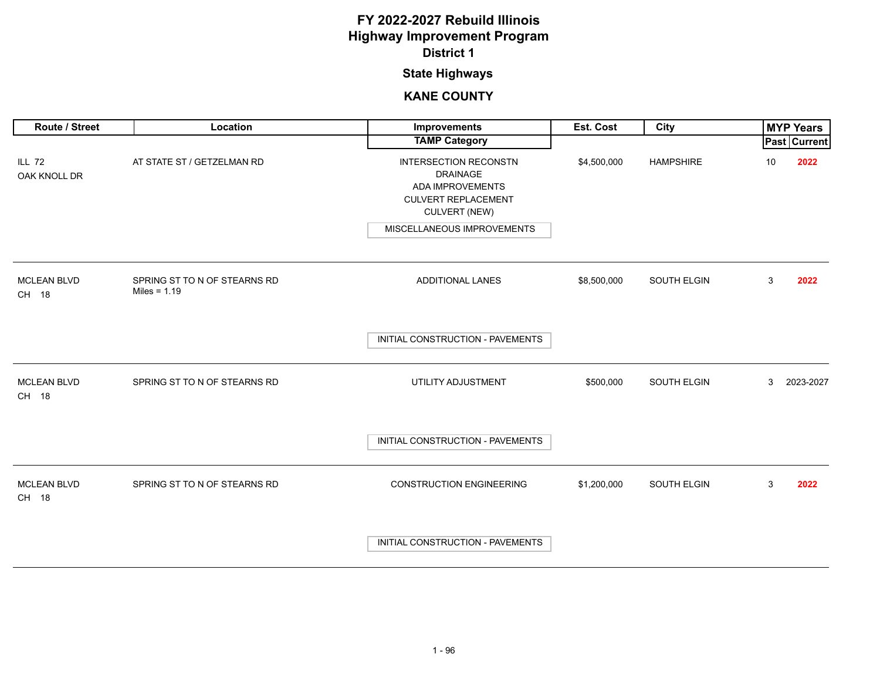# FY 2022-2027 Rebuild Illinois
# Highway Improvement Program
## District 1

### State Highways

### KANE COUNTY

| Route / Street | Location | Improvements / TAMP Category | Est. Cost | City | MYP Years Past | MYP Years Current |
|---|---|---|---|---|---|---|
| ILL 72<br>OAK KNOLL DR | AT STATE ST / GETZELMAN RD | INTERSECTION RECONSTN<br>DRAINAGE<br>ADA IMPROVEMENTS<br>CULVERT REPLACEMENT<br>CULVERT (NEW)<br>MISCELLANEOUS IMPROVEMENTS | $4,500,000 | HAMPSHIRE | 10 | **2022** |
| MCLEAN BLVD<br>CH 18 | SPRING ST TO N OF STEARNS RD<br>Miles = 1.19 | ADDITIONAL LANES<br>INITIAL CONSTRUCTION - PAVEMENTS | $8,500,000 | SOUTH ELGIN | 3 | **2022** |
| MCLEAN BLVD<br>CH 18 | SPRING ST TO N OF STEARNS RD | UTILITY ADJUSTMENT<br>INITIAL CONSTRUCTION - PAVEMENTS | $500,000 | SOUTH ELGIN | 3 | 2023-2027 |
| MCLEAN BLVD<br>CH 18 | SPRING ST TO N OF STEARNS RD | CONSTRUCTION ENGINEERING<br>INITIAL CONSTRUCTION - PAVEMENTS | $1,200,000 | SOUTH ELGIN | 3 | **2022** |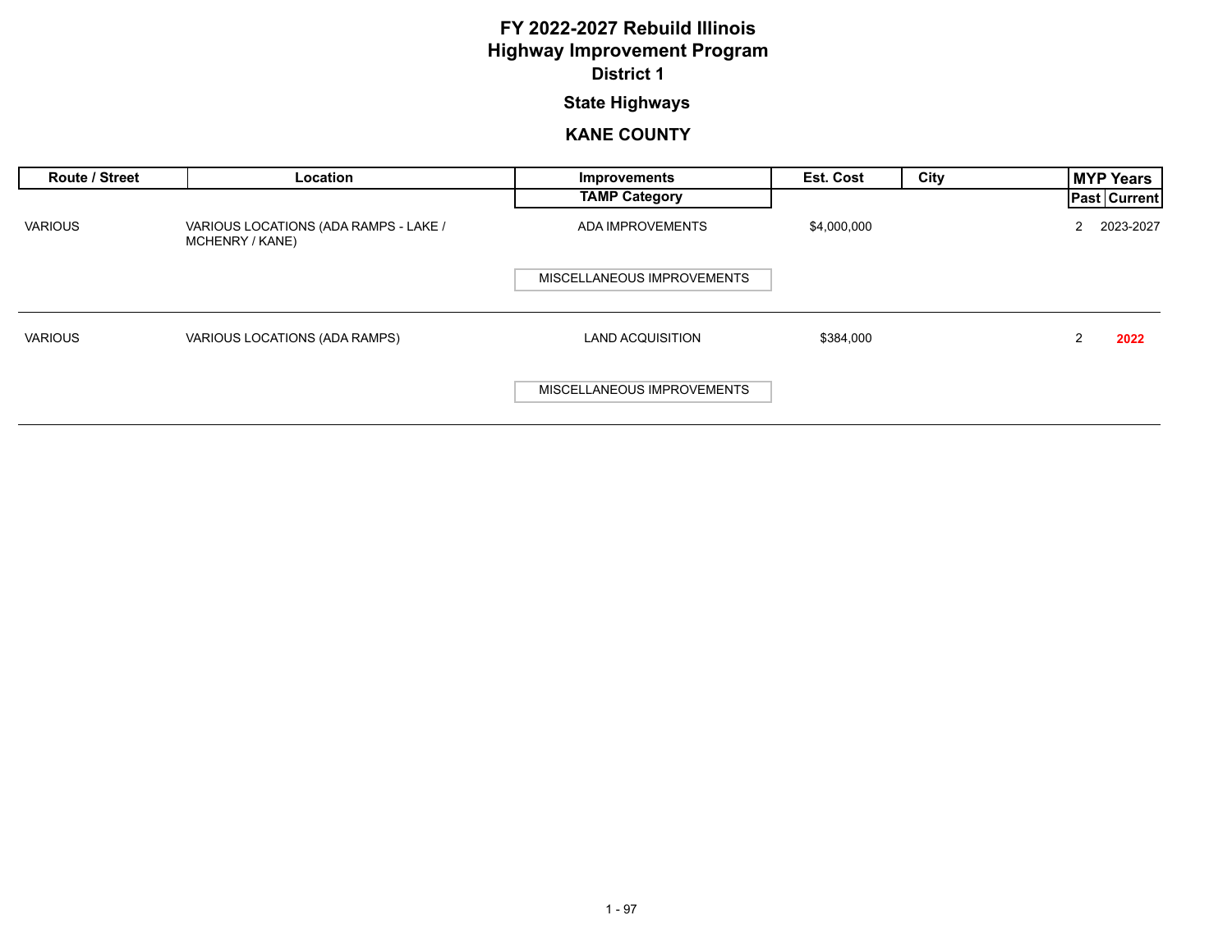# FY 2022-2027 Rebuild Illinois
# Highway Improvement Program
## District 1

### State Highways

### KANE COUNTY

| Route / Street | Location | Improvements / TAMP Category | Est. Cost | City | MYP Years Past | MYP Years Current |
|---|---|---|---|---|---|---|
| VARIOUS | VARIOUS LOCATIONS (ADA RAMPS - LAKE / MCHENRY / KANE) | ADA IMPROVEMENTS / MISCELLANEOUS IMPROVEMENTS | $4,000,000 | | 2 | 2023-2027 |
| VARIOUS | VARIOUS LOCATIONS (ADA RAMPS) | LAND ACQUISITION / MISCELLANEOUS IMPROVEMENTS | $384,000 | | 2 | **2022** |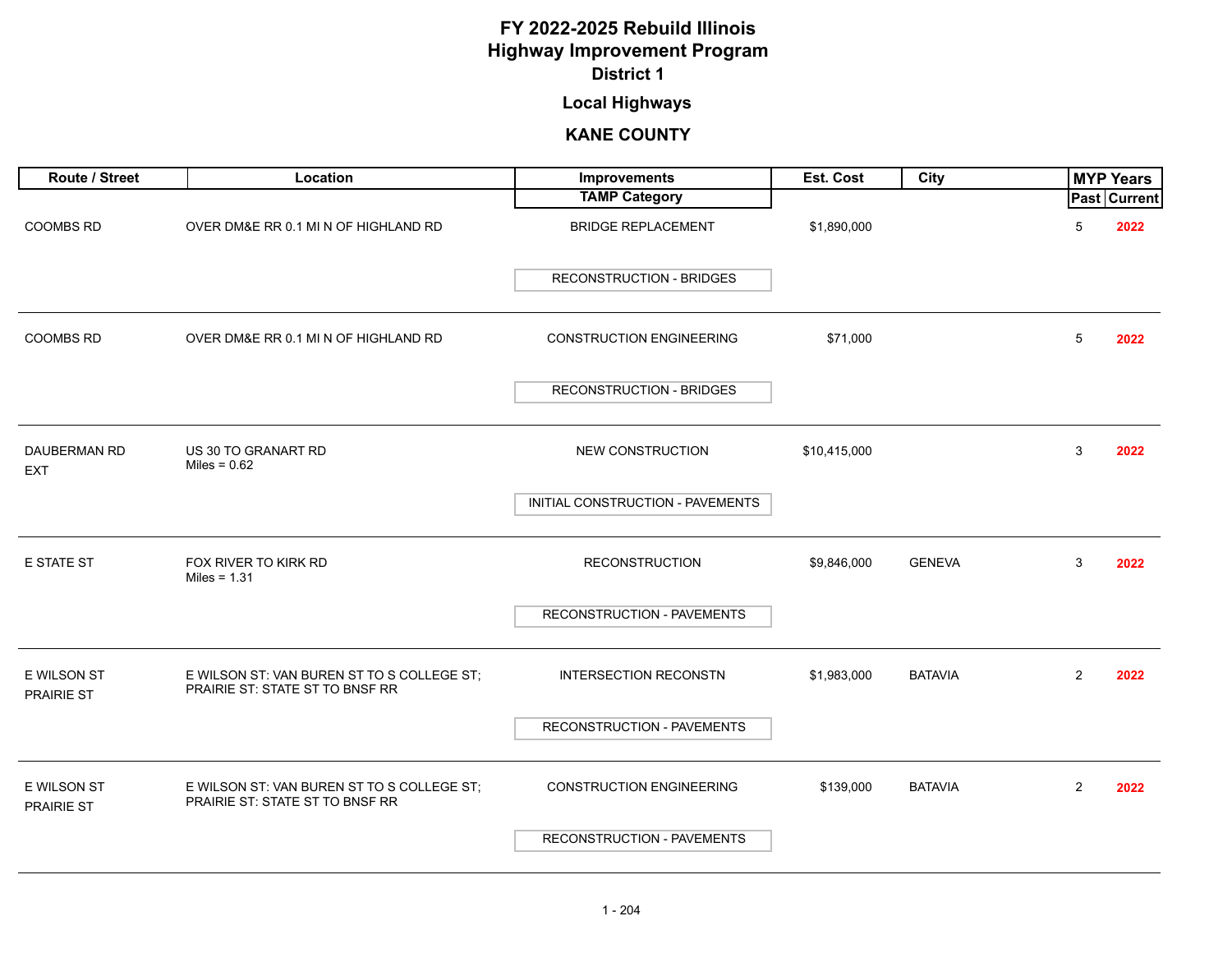# FY 2022-2025 Rebuild Illinois
# Highway Improvement Program
## District 1

### Local Highways

### KANE COUNTY

| Route / Street | Location | Improvements / TAMP Category | Est. Cost | City | MYP Years Past | MYP Years Current |
|---|---|---|---|---|---|---|
| COOMBS RD | OVER DM&E RR 0.1 MI N OF HIGHLAND RD | BRIDGE REPLACEMENT / RECONSTRUCTION - BRIDGES | $1,890,000 | | 5 | 2022 |
| COOMBS RD | OVER DM&E RR 0.1 MI N OF HIGHLAND RD | CONSTRUCTION ENGINEERING / RECONSTRUCTION - BRIDGES | $71,000 | | 5 | 2022 |
| DAUBERMAN RD EXT | US 30 TO GRANART RD Miles = 0.62 | NEW CONSTRUCTION / INITIAL CONSTRUCTION - PAVEMENTS | $10,415,000 | | 3 | 2022 |
| E STATE ST | FOX RIVER TO KIRK RD Miles = 1.31 | RECONSTRUCTION / RECONSTRUCTION - PAVEMENTS | $9,846,000 | GENEVA | 3 | 2022 |
| E WILSON ST PRAIRIE ST | E WILSON ST: VAN BUREN ST TO S COLLEGE ST; PRAIRIE ST: STATE ST TO BNSF RR | INTERSECTION RECONSTN / RECONSTRUCTION - PAVEMENTS | $1,983,000 | BATAVIA | 2 | 2022 |
| E WILSON ST PRAIRIE ST | E WILSON ST: VAN BUREN ST TO S COLLEGE ST; PRAIRIE ST: STATE ST TO BNSF RR | CONSTRUCTION ENGINEERING / RECONSTRUCTION - PAVEMENTS | $139,000 | BATAVIA | 2 | 2022 |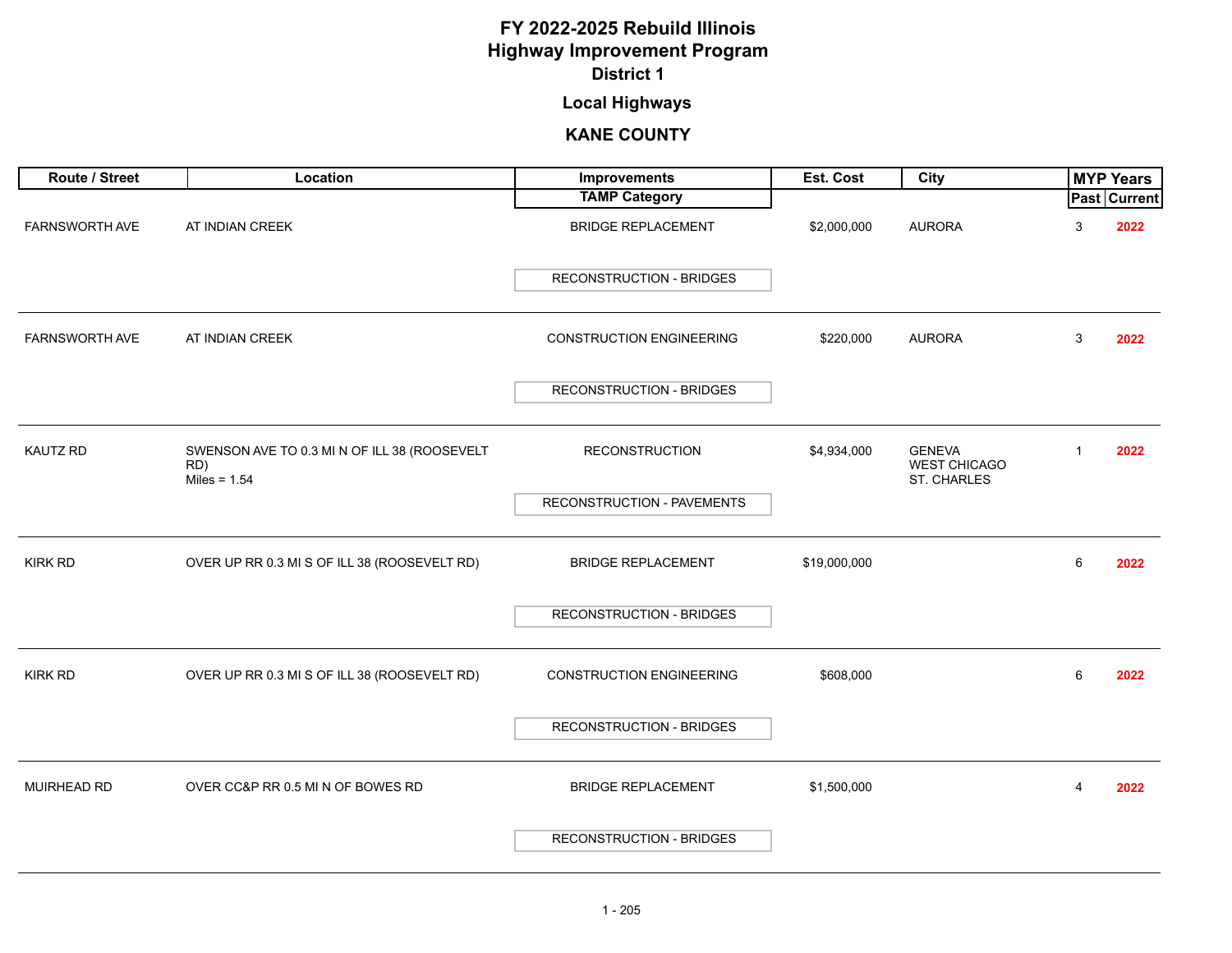# FY 2022-2025 Rebuild Illinois
# Highway Improvement Program
## District 1
### Local Highways
### KANE COUNTY

| Route / Street | Location | Improvements / TAMP Category | Est. Cost | City | MYP Years Past | MYP Years Current |
|---|---|---|---|---|---|---|
| FARNSWORTH AVE | AT INDIAN CREEK | BRIDGE REPLACEMENT / RECONSTRUCTION - BRIDGES | $2,000,000 | AURORA | 3 | 2022 |
| FARNSWORTH AVE | AT INDIAN CREEK | CONSTRUCTION ENGINEERING / RECONSTRUCTION - BRIDGES | $220,000 | AURORA | 3 | 2022 |
| KAUTZ RD | SWENSON AVE TO 0.3 MI N OF ILL 38 (ROOSEVELT RD) Miles = 1.54 | RECONSTRUCTION / RECONSTRUCTION - PAVEMENTS | $4,934,000 | GENEVA WEST CHICAGO ST. CHARLES | 1 | 2022 |
| KIRK RD | OVER UP RR 0.3 MI S OF ILL 38 (ROOSEVELT RD) | BRIDGE REPLACEMENT / RECONSTRUCTION - BRIDGES | $19,000,000 | | 6 | 2022 |
| KIRK RD | OVER UP RR 0.3 MI S OF ILL 38 (ROOSEVELT RD) | CONSTRUCTION ENGINEERING / RECONSTRUCTION - BRIDGES | $608,000 | | 6 | 2022 |
| MUIRHEAD RD | OVER CC&P RR 0.5 MI N OF BOWES RD | BRIDGE REPLACEMENT / RECONSTRUCTION - BRIDGES | $1,500,000 | | 4 | 2022 |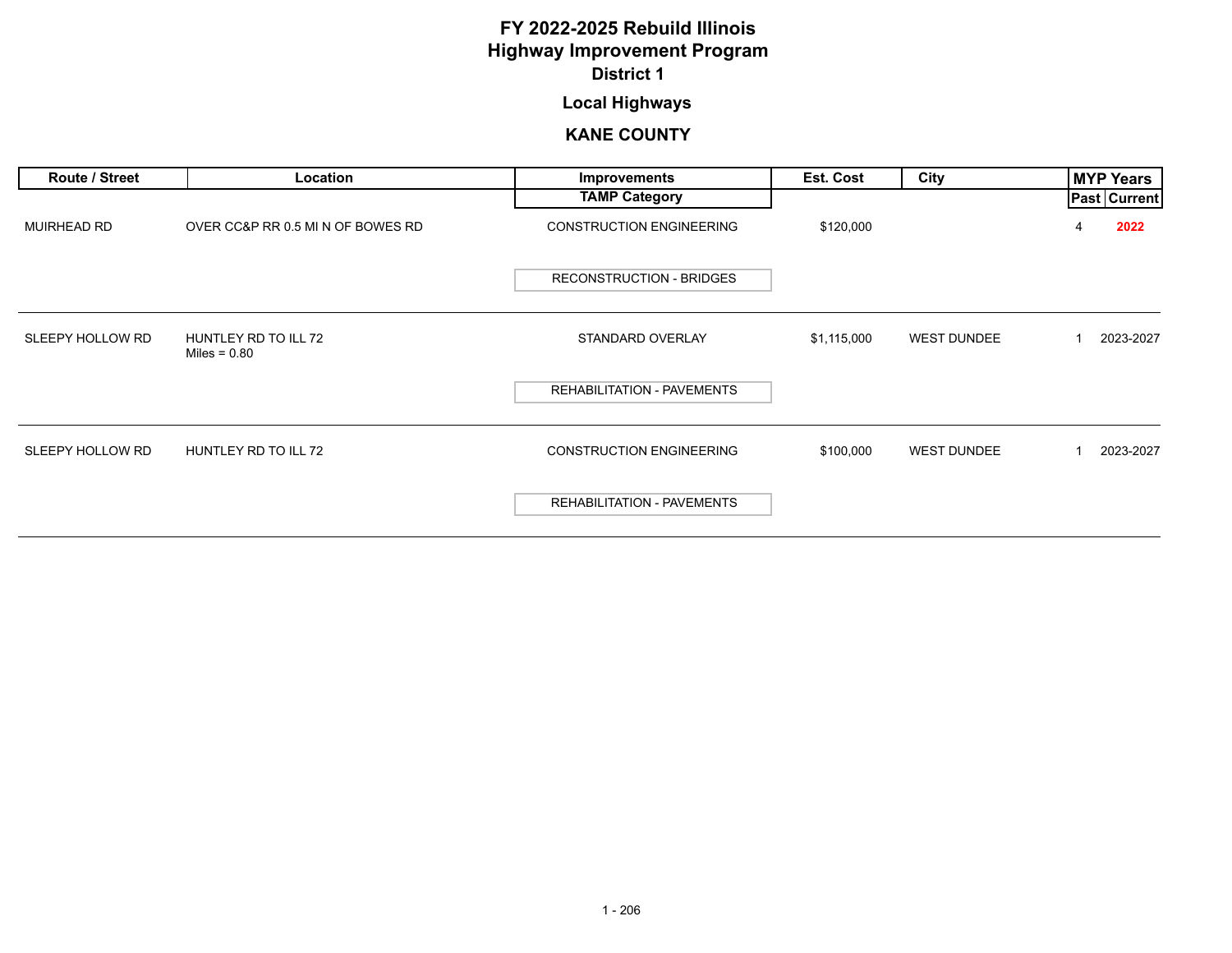# FY 2022-2025 Rebuild Illinois
# Highway Improvement Program
## District 1
### Local Highways
### KANE COUNTY

| Route / Street | Location | Improvements / TAMP Category | Est. Cost | City | MYP Years Past | MYP Years Current |
|---|---|---|---|---|---|---|
| MUIRHEAD RD | OVER CC&P RR 0.5 MI N OF BOWES RD | CONSTRUCTION ENGINEERING<br>RECONSTRUCTION - BRIDGES | $120,000 | | 4 | **2022** |
| SLEEPY HOLLOW RD | HUNTLEY RD TO ILL 72<br>Miles = 0.80 | STANDARD OVERLAY<br>REHABILITATION - PAVEMENTS | $1,115,000 | WEST DUNDEE | 1 | 2023-2027 |
| SLEEPY HOLLOW RD | HUNTLEY RD TO ILL 72 | CONSTRUCTION ENGINEERING<br>REHABILITATION - PAVEMENTS | $100,000 | WEST DUNDEE | 1 | 2023-2027 |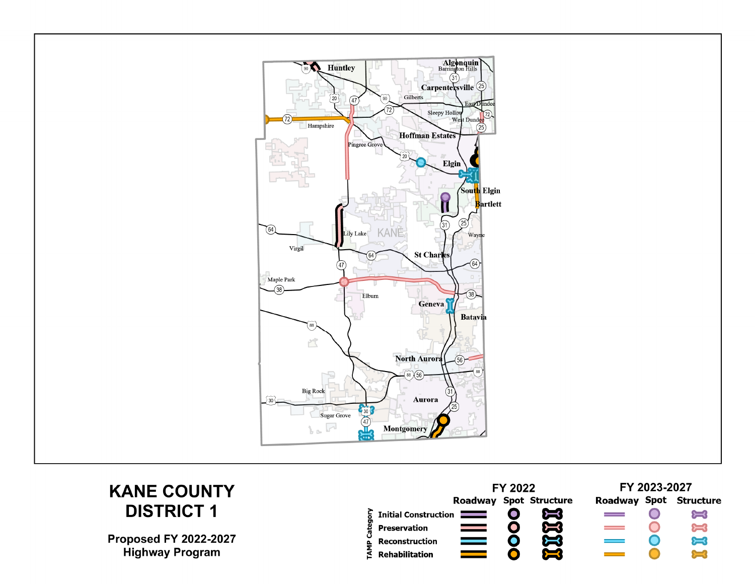# KANE COUNTY
# DISTRICT 1

**Proposed FY 2022-2027**
**Highway Program**

Huntley
Algonquin
Barrington Hills
Carpentersville
Gilberts
East Dundee
Sleepy Hollow
West Dundee
Hampshire
Hoffman Estates
Pingree Grove
Elgin
South Elgin
Bartlett
Lily Lake
KANE
Wayne
Virgil
St Charles
Maple Park
Elburn
Geneva
Batavia
North Aurora
Big Rock
Aurora
Sugar Grove
Montgomery

90
20
47
90
72
31
25
72
72
25
20
64
31
25
64
47
64
38
38
88
56
88
56
88
30
31
25
30
47

| TAMP Category | FY 2022 Roadway | FY 2022 Spot | FY 2022 Structure | FY 2023-2027 Roadway | FY 2023-2027 Spot | FY 2023-2027 Structure |
|---|---|---|---|---|---|---|
| Initial Construction | | | | | | |
| Preservation | | | | | | |
| Reconstruction | | | | | | |
| Rehabilitation | | | | | | |